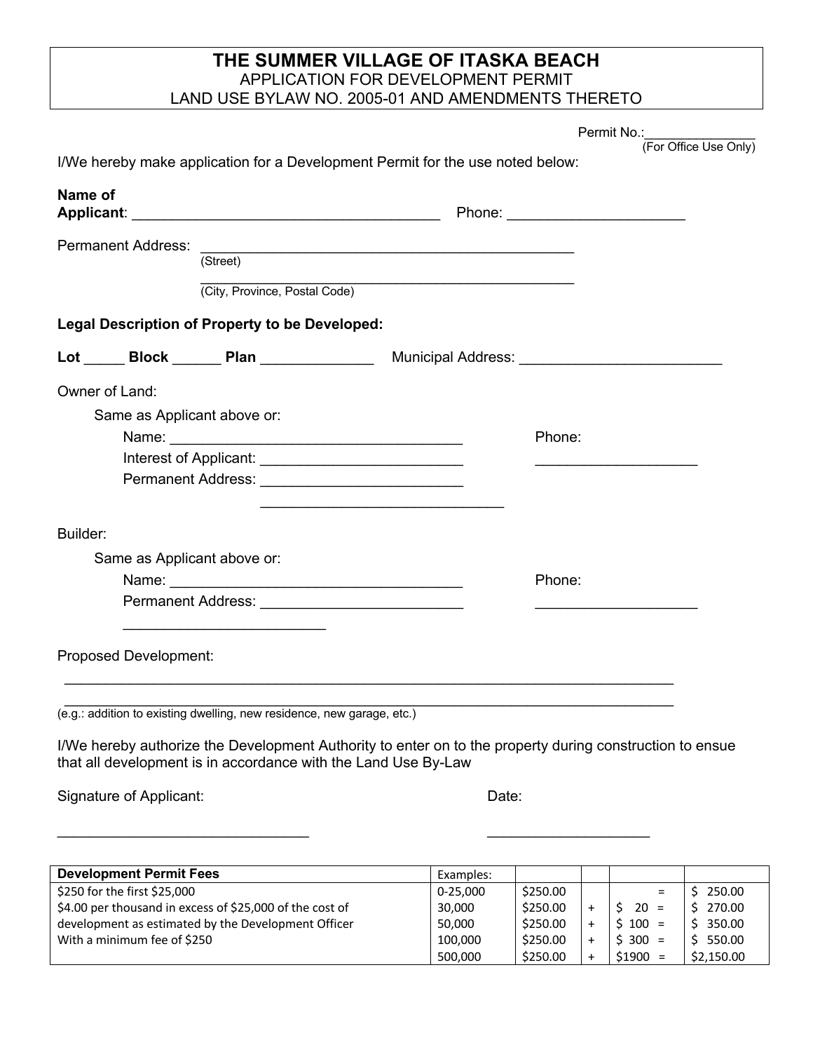# THE SUMMER VILLAGE OF ITASKA BEACH

APPLICATION FOR DEVELOPMENT PERMIT
LAND USE BYLAW NO. 2005-01 AND AMENDMENTS THERETO

Permit No.:_______________
(For Office Use Only)

I/We hereby make application for a Development Permit for the use noted below:

**Name of Applicant**: _______________________________________ Phone: ______________________

Permanent Address: _______________________________________________
(Street)
_______________________________________________
(City, Province, Postal Code)

**Legal Description of Property to be Developed:**

**Lot** _____ **Block** ______ **Plan** ______________ Municipal Address: _________________________

Owner of Land:

Same as Applicant above or:

Name: _____________________________________ Phone:

Interest of Applicant: _________________________ ____________________

Permanent Address: _________________________

_______________________________

Builder:

Same as Applicant above or:

Name: _____________________________________ Phone:

Permanent Address: _________________________ ____________________

_________________________

Proposed Development:

______________________________________________________________________________

______________________________________________________________________________

(e.g.: addition to existing dwelling, new residence, new garage, etc.)

I/We hereby authorize the Development Authority to enter on to the property during construction to ensue that all development is in accordance with the Land Use By-Law

Signature of Applicant: Date:

_______________________________ ____________________

| Development Permit Fees | Examples: | | | | |
|---|---|---|---|---|---|
| $250 for the first $25,000 | 0-25,000 | $250.00 | | = | $ 250.00 |
| $4.00 per thousand in excess of $25,000 of the cost of | 30,000 | $250.00 | + | $ 20 = | $ 270.00 |
| development as estimated by the Development Officer | 50,000 | $250.00 | + | $ 100 = | $ 350.00 |
| With a minimum fee of $250 | 100,000 | $250.00 | + | $ 300 = | $ 550.00 |
| | 500,000 | $250.00 | + | $1900 = | $2,150.00 |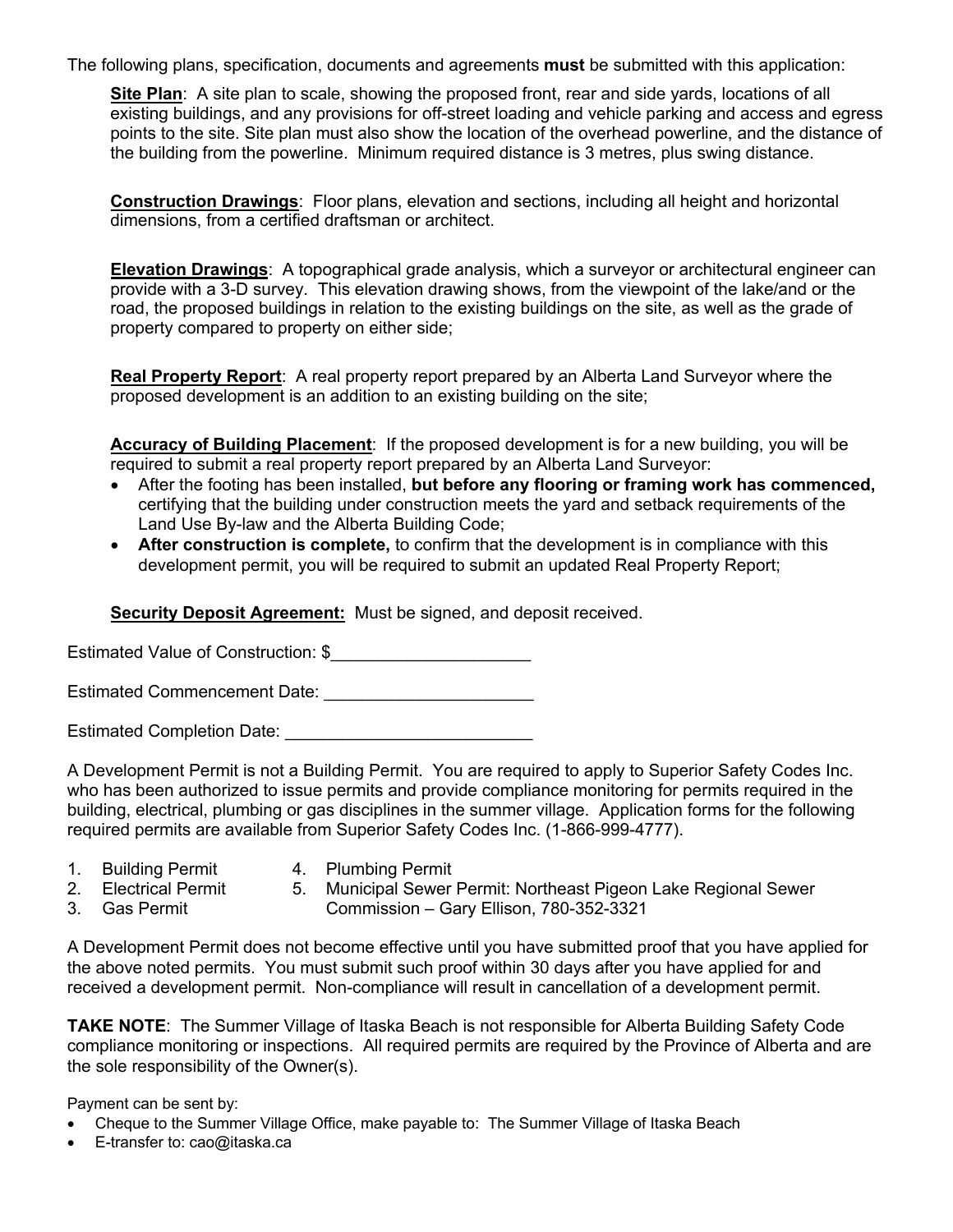The following plans, specification, documents and agreements **must** be submitted with this application:

**Site Plan**: A site plan to scale, showing the proposed front, rear and side yards, locations of all existing buildings, and any provisions for off-street loading and vehicle parking and access and egress points to the site. Site plan must also show the location of the overhead powerline, and the distance of the building from the powerline. Minimum required distance is 3 metres, plus swing distance.

**Construction Drawings**: Floor plans, elevation and sections, including all height and horizontal dimensions, from a certified draftsman or architect.

**Elevation Drawings**: A topographical grade analysis, which a surveyor or architectural engineer can provide with a 3-D survey. This elevation drawing shows, from the viewpoint of the lake/and or the road, the proposed buildings in relation to the existing buildings on the site, as well as the grade of property compared to property on either side;

**Real Property Report**: A real property report prepared by an Alberta Land Surveyor where the proposed development is an addition to an existing building on the site;

**Accuracy of Building Placement**: If the proposed development is for a new building, you will be required to submit a real property report prepared by an Alberta Land Surveyor:

- After the footing has been installed, **but before any flooring or framing work has commenced,** certifying that the building under construction meets the yard and setback requirements of the Land Use By-law and the Alberta Building Code;
- **After construction is complete,** to confirm that the development is in compliance with this development permit, you will be required to submit an updated Real Property Report;

**Security Deposit Agreement:** Must be signed, and deposit received.

Estimated Value of Construction: $____________________

Estimated Commencement Date: ____________________

Estimated Completion Date: ________________________

A Development Permit is not a Building Permit. You are required to apply to Superior Safety Codes Inc. who has been authorized to issue permits and provide compliance monitoring for permits required in the building, electrical, plumbing or gas disciplines in the summer village. Application forms for the following required permits are available from Superior Safety Codes Inc. (1-866-999-4777).

1. Building Permit
2. Electrical Permit
3. Gas Permit
4. Plumbing Permit
5. Municipal Sewer Permit: Northeast Pigeon Lake Regional Sewer Commission – Gary Ellison, 780-352-3321

A Development Permit does not become effective until you have submitted proof that you have applied for the above noted permits. You must submit such proof within 30 days after you have applied for and received a development permit. Non-compliance will result in cancellation of a development permit.

**TAKE NOTE**: The Summer Village of Itaska Beach is not responsible for Alberta Building Safety Code compliance monitoring or inspections. All required permits are required by the Province of Alberta and are the sole responsibility of the Owner(s).

Payment can be sent by:

- Cheque to the Summer Village Office, make payable to: The Summer Village of Itaska Beach
- E-transfer to: cao@itaska.ca